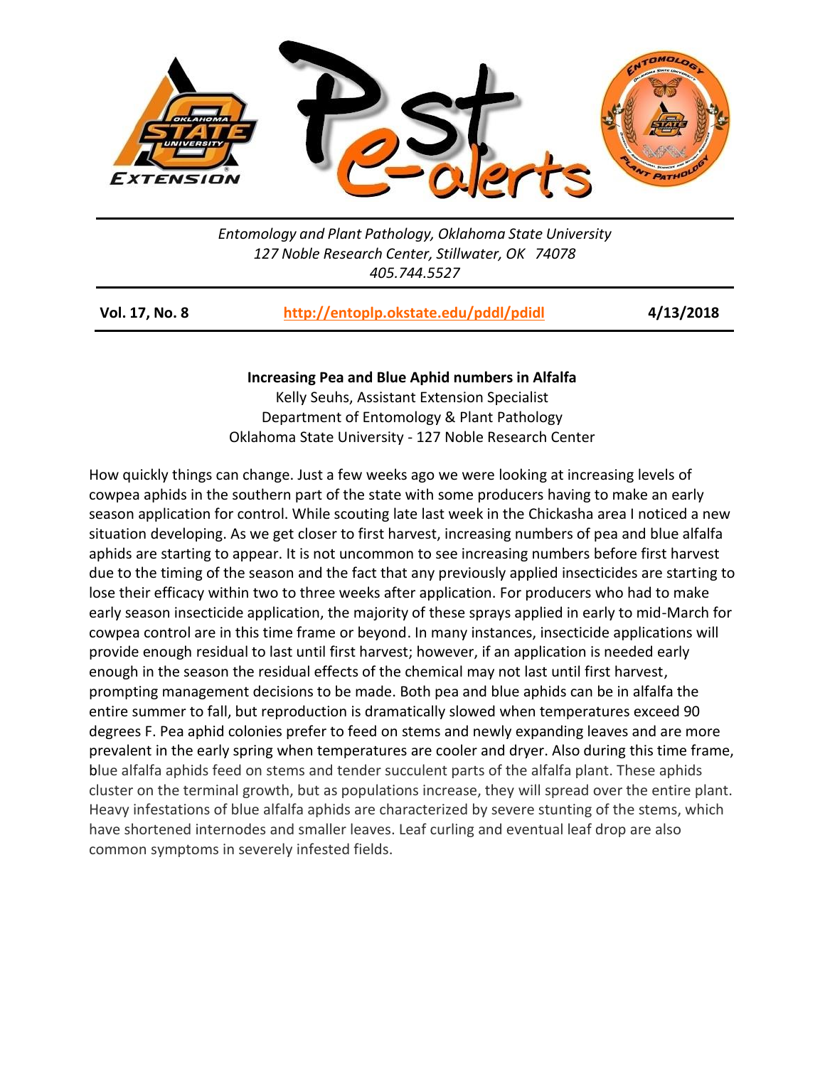*Entomology and Plant Pathology, Oklahoma State University*
*127 Noble Research Center, Stillwater, OK 74078*
*405.744.5527*

**Vol. 17, No. 8** | **http://entoplp.okstate.edu/pddl/pdidl** | **4/13/2018**

## Increasing Pea and Blue Aphid numbers in Alfalfa

Kelly Seuhs, Assistant Extension Specialist
Department of Entomology & Plant Pathology
Oklahoma State University - 127 Noble Research Center

How quickly things can change. Just a few weeks ago we were looking at increasing levels of cowpea aphids in the southern part of the state with some producers having to make an early season application for control. While scouting late last week in the Chickasha area I noticed a new situation developing. As we get closer to first harvest, increasing numbers of pea and blue alfalfa aphids are starting to appear. It is not uncommon to see increasing numbers before first harvest due to the timing of the season and the fact that any previously applied insecticides are starting to lose their efficacy within two to three weeks after application. For producers who had to make early season insecticide application, the majority of these sprays applied in early to mid-March for cowpea control are in this time frame or beyond. In many instances, insecticide applications will provide enough residual to last until first harvest; however, if an application is needed early enough in the season the residual effects of the chemical may not last until first harvest, prompting management decisions to be made. Both pea and blue aphids can be in alfalfa the entire summer to fall, but reproduction is dramatically slowed when temperatures exceed 90 degrees F. Pea aphid colonies prefer to feed on stems and newly expanding leaves and are more prevalent in the early spring when temperatures are cooler and dryer. Also during this time frame, blue alfalfa aphids feed on stems and tender succulent parts of the alfalfa plant. These aphids cluster on the terminal growth, but as populations increase, they will spread over the entire plant. Heavy infestations of blue alfalfa aphids are characterized by severe stunting of the stems, which have shortened internodes and smaller leaves. Leaf curling and eventual leaf drop are also common symptoms in severely infested fields.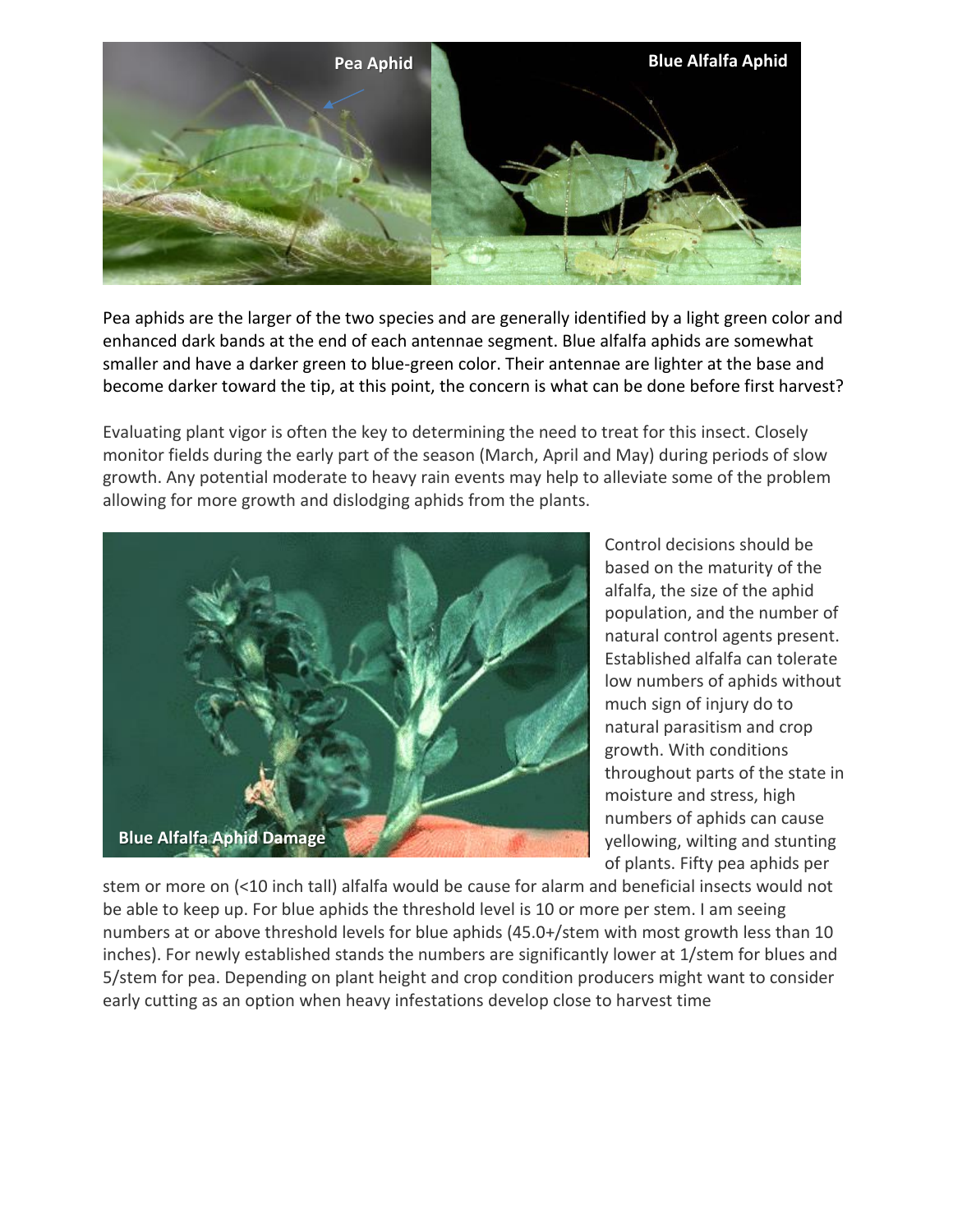Pea aphids are the larger of the two species and are generally identified by a light green color and enhanced dark bands at the end of each antennae segment. Blue alfalfa aphids are somewhat smaller and have a darker green to blue-green color. Their antennae are lighter at the base and become darker toward the tip, at this point, the concern is what can be done before first harvest?

Evaluating plant vigor is often the key to determining the need to treat for this insect. Closely monitor fields during the early part of the season (March, April and May) during periods of slow growth. Any potential moderate to heavy rain events may help to alleviate some of the problem allowing for more growth and dislodging aphids from the plants.

Control decisions should be based on the maturity of the alfalfa, the size of the aphid population, and the number of natural control agents present. Established alfalfa can tolerate low numbers of aphids without much sign of injury do to natural parasitism and crop growth. With conditions throughout parts of the state in moisture and stress, high numbers of aphids can cause yellowing, wilting and stunting of plants. Fifty pea aphids per stem or more on (<10 inch tall) alfalfa would be cause for alarm and beneficial insects would not be able to keep up. For blue aphids the threshold level is 10 or more per stem. I am seeing numbers at or above threshold levels for blue aphids (45.0+/stem with most growth less than 10 inches). For newly established stands the numbers are significantly lower at 1/stem for blues and 5/stem for pea. Depending on plant height and crop condition producers might want to consider early cutting as an option when heavy infestations develop close to harvest time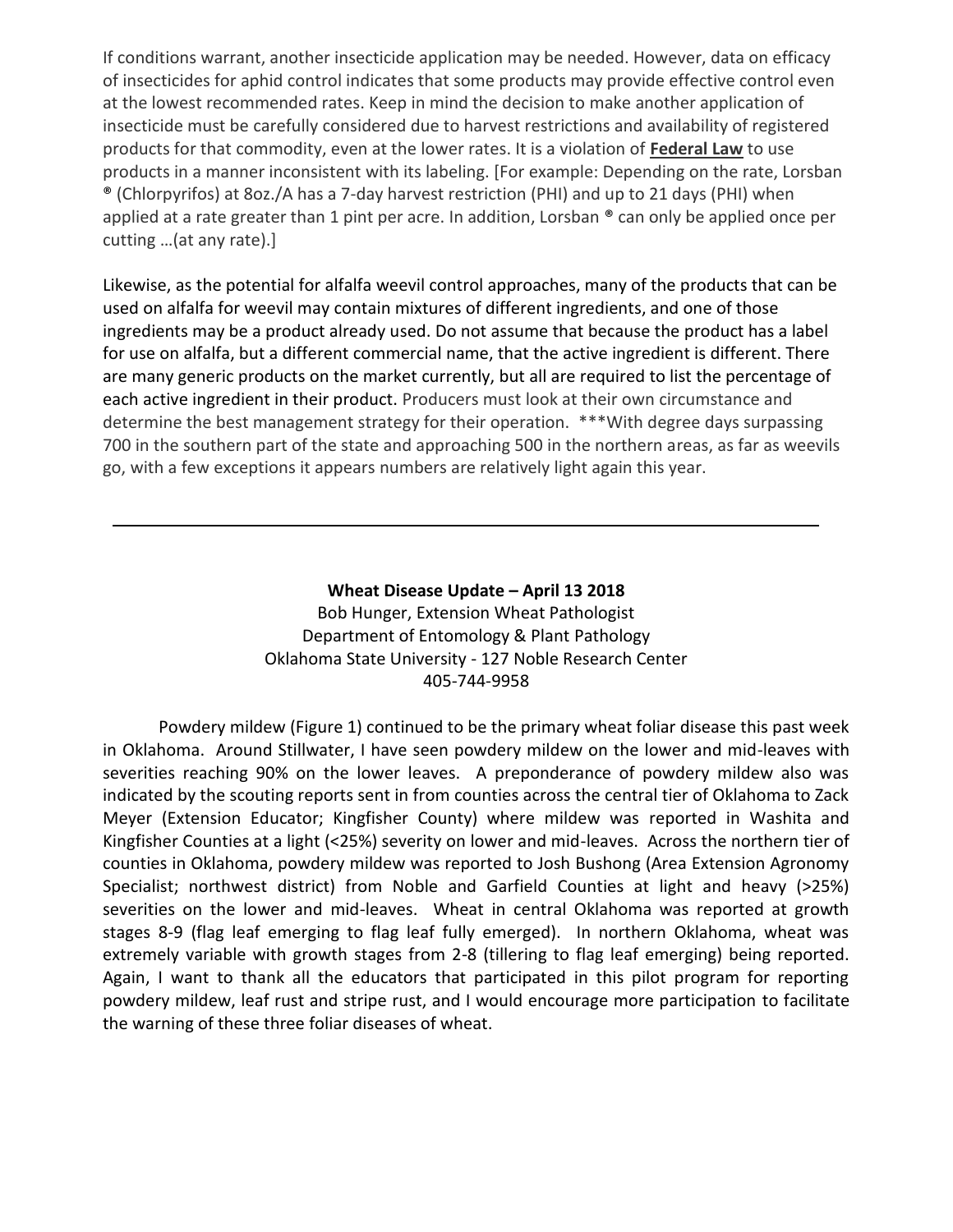If conditions warrant, another insecticide application may be needed. However, data on efficacy of insecticides for aphid control indicates that some products may provide effective control even at the lowest recommended rates. Keep in mind the decision to make another application of insecticide must be carefully considered due to harvest restrictions and availability of registered products for that commodity, even at the lower rates. It is a violation of **Federal Law** to use products in a manner inconsistent with its labeling. [For example: Depending on the rate, Lorsban ® (Chlorpyrifos) at 8oz./A has a 7-day harvest restriction (PHI) and up to 21 days (PHI) when applied at a rate greater than 1 pint per acre. In addition, Lorsban ® can only be applied once per cutting …(at any rate).]

Likewise, as the potential for alfalfa weevil control approaches, many of the products that can be used on alfalfa for weevil may contain mixtures of different ingredients, and one of those ingredients may be a product already used. Do not assume that because the product has a label for use on alfalfa, but a different commercial name, that the active ingredient is different. There are many generic products on the market currently, but all are required to list the percentage of each active ingredient in their product. Producers must look at their own circumstance and determine the best management strategy for their operation. ***With degree days surpassing 700 in the southern part of the state and approaching 500 in the northern areas, as far as weevils go, with a few exceptions it appears numbers are relatively light again this year.

---

**Wheat Disease Update – April 13 2018**

Bob Hunger, Extension Wheat Pathologist
Department of Entomology & Plant Pathology
Oklahoma State University - 127 Noble Research Center
405-744-9958

Powdery mildew (Figure 1) continued to be the primary wheat foliar disease this past week in Oklahoma. Around Stillwater, I have seen powdery mildew on the lower and mid-leaves with severities reaching 90% on the lower leaves. A preponderance of powdery mildew also was indicated by the scouting reports sent in from counties across the central tier of Oklahoma to Zack Meyer (Extension Educator; Kingfisher County) where mildew was reported in Washita and Kingfisher Counties at a light (<25%) severity on lower and mid-leaves. Across the northern tier of counties in Oklahoma, powdery mildew was reported to Josh Bushong (Area Extension Agronomy Specialist; northwest district) from Noble and Garfield Counties at light and heavy (>25%) severities on the lower and mid-leaves. Wheat in central Oklahoma was reported at growth stages 8-9 (flag leaf emerging to flag leaf fully emerged). In northern Oklahoma, wheat was extremely variable with growth stages from 2-8 (tillering to flag leaf emerging) being reported. Again, I want to thank all the educators that participated in this pilot program for reporting powdery mildew, leaf rust and stripe rust, and I would encourage more participation to facilitate the warning of these three foliar diseases of wheat.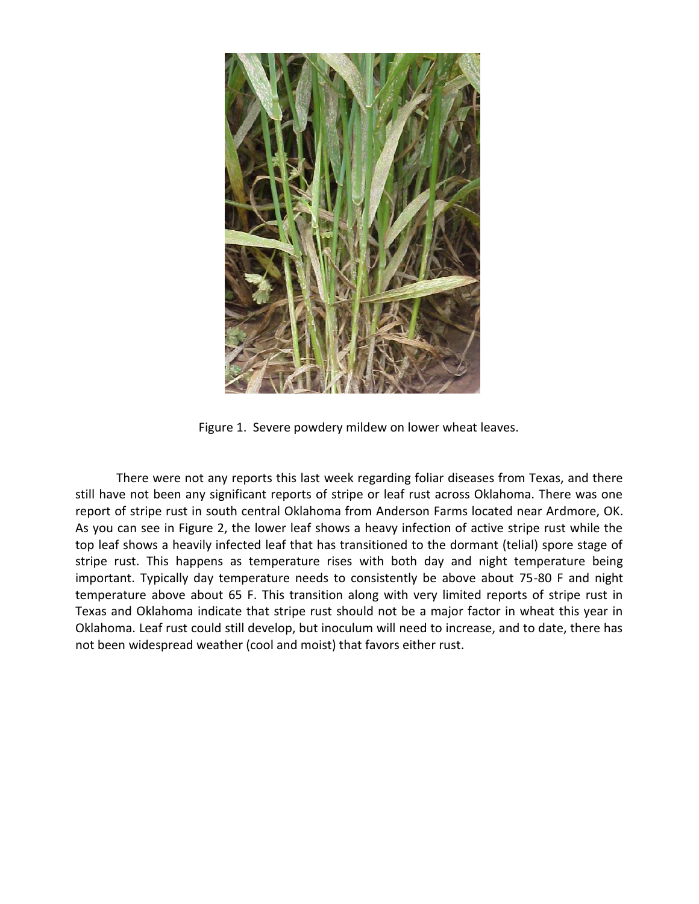Figure 1. Severe powdery mildew on lower wheat leaves.

There were not any reports this last week regarding foliar diseases from Texas, and there still have not been any significant reports of stripe or leaf rust across Oklahoma. There was one report of stripe rust in south central Oklahoma from Anderson Farms located near Ardmore, OK. As you can see in Figure 2, the lower leaf shows a heavy infection of active stripe rust while the top leaf shows a heavily infected leaf that has transitioned to the dormant (telial) spore stage of stripe rust. This happens as temperature rises with both day and night temperature being important. Typically day temperature needs to consistently be above about 75-80 F and night temperature above about 65 F. This transition along with very limited reports of stripe rust in Texas and Oklahoma indicate that stripe rust should not be a major factor in wheat this year in Oklahoma. Leaf rust could still develop, but inoculum will need to increase, and to date, there has not been widespread weather (cool and moist) that favors either rust.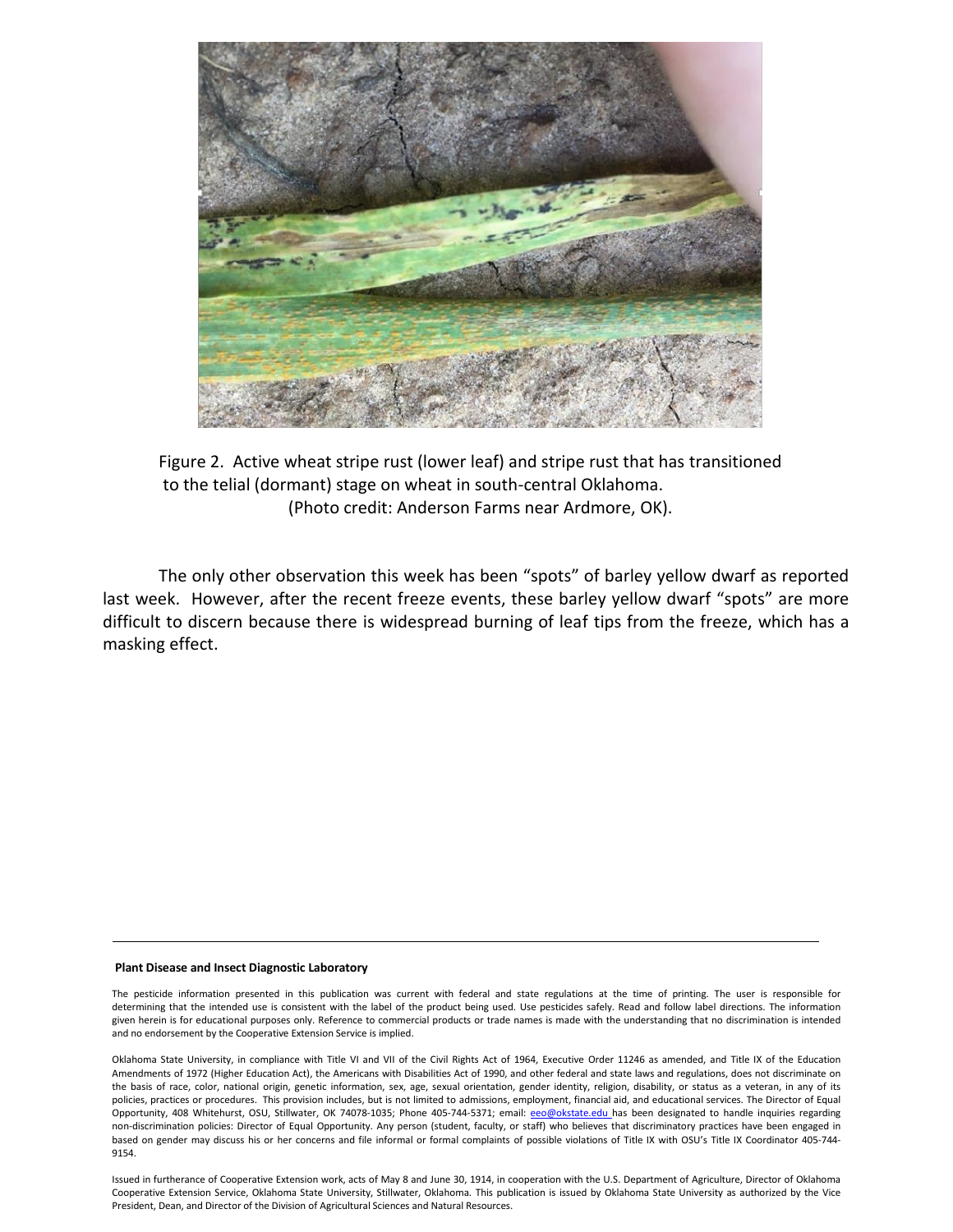Figure 2. Active wheat stripe rust (lower leaf) and stripe rust that has transitioned to the telial (dormant) stage on wheat in south-central Oklahoma. (Photo credit: Anderson Farms near Ardmore, OK).

The only other observation this week has been "spots" of barley yellow dwarf as reported last week. However, after the recent freeze events, these barley yellow dwarf "spots" are more difficult to discern because there is widespread burning of leaf tips from the freeze, which has a masking effect.

---

**Plant Disease and Insect Diagnostic Laboratory**

The pesticide information presented in this publication was current with federal and state regulations at the time of printing. The user is responsible for determining that the intended use is consistent with the label of the product being used. Use pesticides safely. Read and follow label directions. The information given herein is for educational purposes only. Reference to commercial products or trade names is made with the understanding that no discrimination is intended and no endorsement by the Cooperative Extension Service is implied.

Oklahoma State University, in compliance with Title VI and VII of the Civil Rights Act of 1964, Executive Order 11246 as amended, and Title IX of the Education Amendments of 1972 (Higher Education Act), the Americans with Disabilities Act of 1990, and other federal and state laws and regulations, does not discriminate on the basis of race, color, national origin, genetic information, sex, age, sexual orientation, gender identity, religion, disability, or status as a veteran, in any of its policies, practices or procedures. This provision includes, but is not limited to admissions, employment, financial aid, and educational services. The Director of Equal Opportunity, 408 Whitehurst, OSU, Stillwater, OK 74078-1035; Phone 405-744-5371; email: eeo@okstate.edu has been designated to handle inquiries regarding non-discrimination policies: Director of Equal Opportunity. Any person (student, faculty, or staff) who believes that discriminatory practices have been engaged in based on gender may discuss his or her concerns and file informal or formal complaints of possible violations of Title IX with OSU's Title IX Coordinator 405-744-9154.

Issued in furtherance of Cooperative Extension work, acts of May 8 and June 30, 1914, in cooperation with the U.S. Department of Agriculture, Director of Oklahoma Cooperative Extension Service, Oklahoma State University, Stillwater, Oklahoma. This publication is issued by Oklahoma State University as authorized by the Vice President, Dean, and Director of the Division of Agricultural Sciences and Natural Resources.